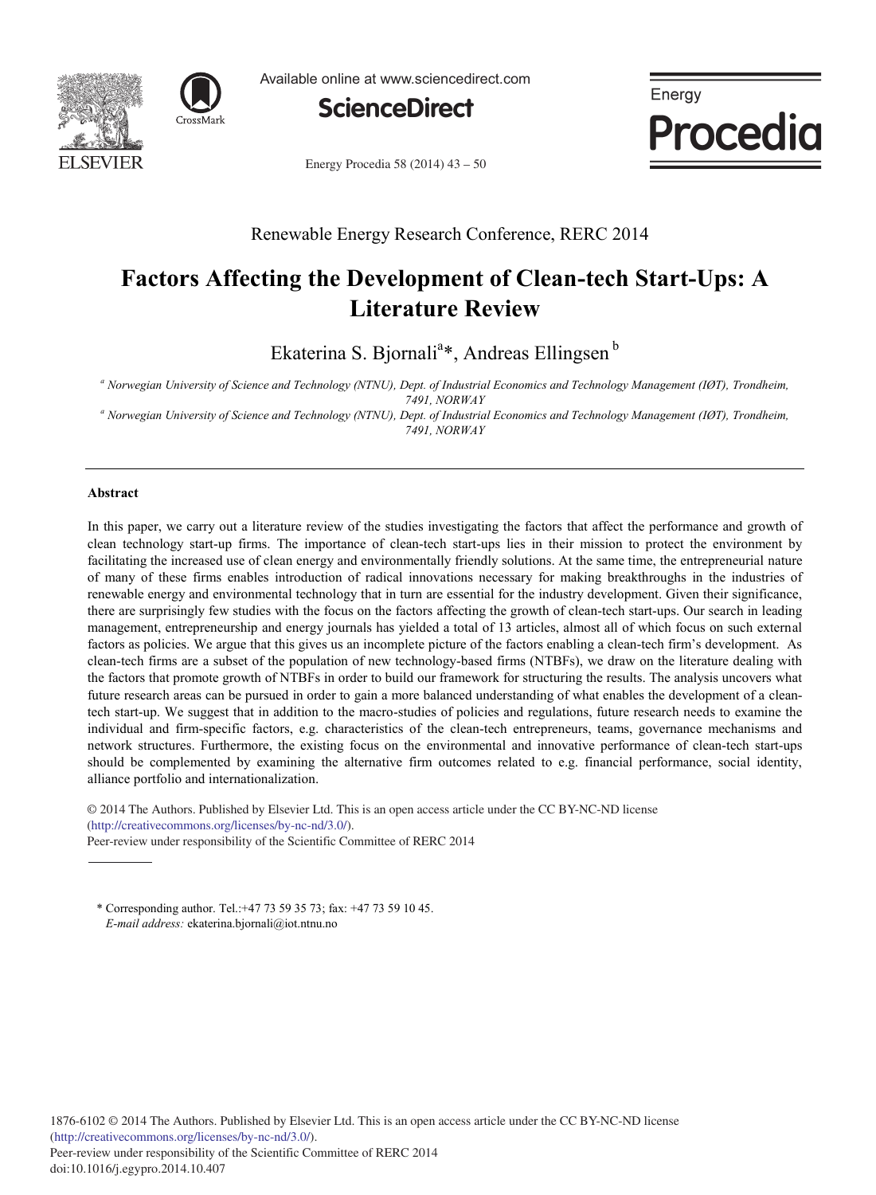Renewable Energy Research Conference, RERC 2014

# Factors Affecting the Development of Clean-tech Start-Ups: A Literature Review

Ekaterina S. Bjornali[a]*, Andreas Ellingsen[b]

[a] *Norwegian University of Science and Technology (NTNU), Dept. of Industrial Economics and Technology Management (IØT), Trondheim, 7491, NORWAY*

[a] *Norwegian University of Science and Technology (NTNU), Dept. of Industrial Economics and Technology Management (IØT), Trondheim, 7491, NORWAY*

---

## Abstract

In this paper, we carry out a literature review of the studies investigating the factors that affect the performance and growth of clean technology start-up firms. The importance of clean-tech start-ups lies in their mission to protect the environment by facilitating the increased use of clean energy and environmentally friendly solutions. At the same time, the entrepreneurial nature of many of these firms enables introduction of radical innovations necessary for making breakthroughs in the industries of renewable energy and environmental technology that in turn are essential for the industry development. Given their significance, there are surprisingly few studies with the focus on the factors affecting the growth of clean-tech start-ups. Our search in leading management, entrepreneurship and energy journals has yielded a total of 13 articles, almost all of which focus on such external factors as policies. We argue that this gives us an incomplete picture of the factors enabling a clean-tech firm's development. As clean-tech firms are a subset of the population of new technology-based firms (NTBFs), we draw on the literature dealing with the factors that promote growth of NTBFs in order to build our framework for structuring the results. The analysis uncovers what future research areas can be pursued in order to gain a more balanced understanding of what enables the development of a clean-tech start-up. We suggest that in addition to the macro-studies of policies and regulations, future research needs to examine the individual and firm-specific factors, e.g. characteristics of the clean-tech entrepreneurs, teams, governance mechanisms and network structures. Furthermore, the existing focus on the environmental and innovative performance of clean-tech start-ups should be complemented by examining the alternative firm outcomes related to e.g. financial performance, social identity, alliance portfolio and internationalization.

© 2014 The Authors. Published by Elsevier Ltd. This is an open access article under the CC BY-NC-ND license (http://creativecommons.org/licenses/by-nc-nd/3.0/).
Peer-review under responsibility of the Scientific Committee of RERC 2014

---

\* Corresponding author. Tel.:+47 73 59 35 73; fax: +47 73 59 10 45.
*E-mail address:* ekaterina.bjornali@iot.ntnu.no

1876-6102 © 2014 The Authors. Published by Elsevier Ltd. This is an open access article under the CC BY-NC-ND license (http://creativecommons.org/licenses/by-nc-nd/3.0/).
Peer-review under responsibility of the Scientific Committee of RERC 2014
doi:10.1016/j.egypro.2014.10.407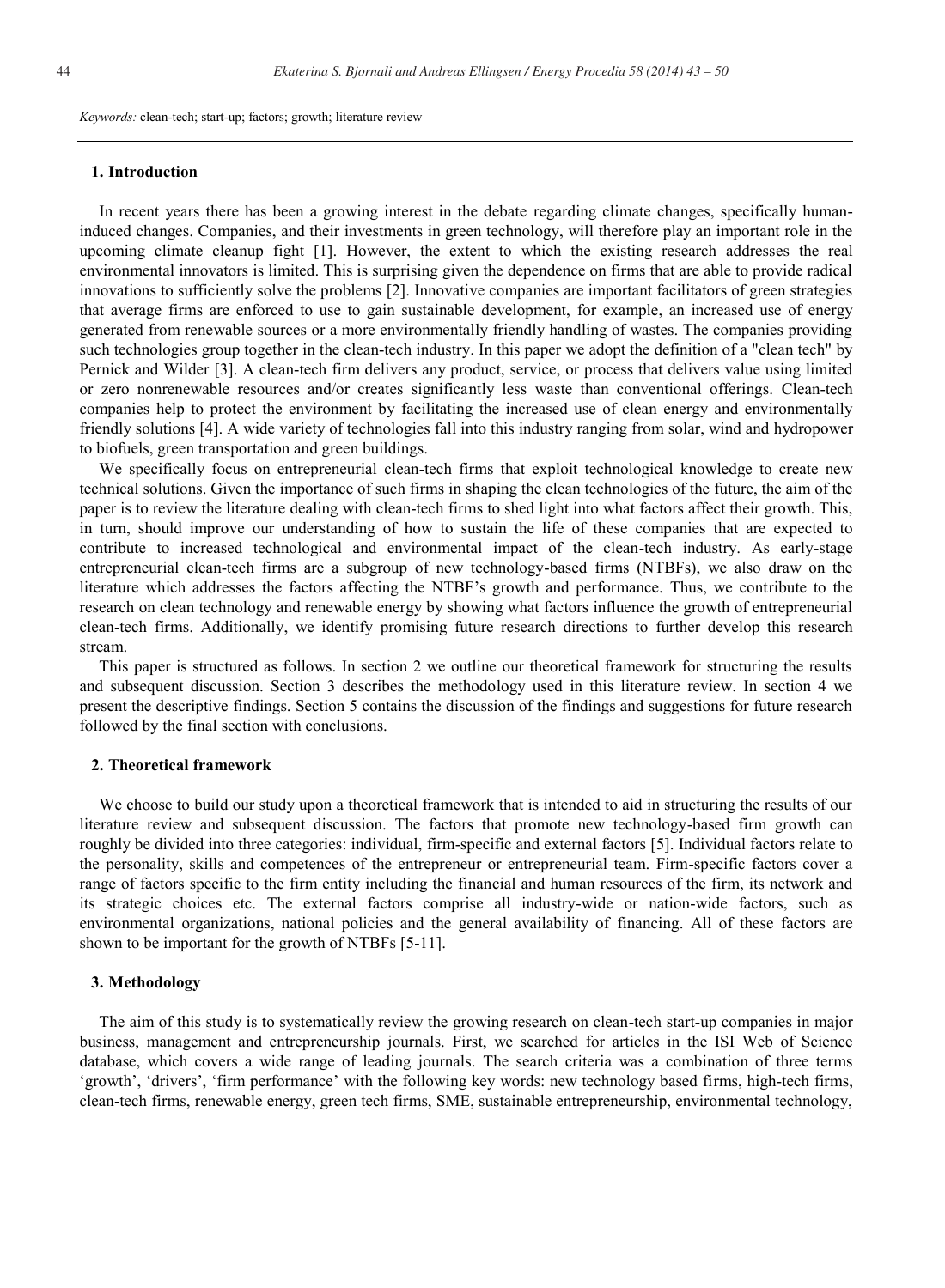*Keywords:* clean-tech; start-up; factors; growth; literature review

## 1. Introduction

In recent years there has been a growing interest in the debate regarding climate changes, specifically human-induced changes. Companies, and their investments in green technology, will therefore play an important role in the upcoming climate cleanup fight [1]. However, the extent to which the existing research addresses the real environmental innovators is limited. This is surprising given the dependence on firms that are able to provide radical innovations to sufficiently solve the problems [2]. Innovative companies are important facilitators of green strategies that average firms are enforced to use to gain sustainable development, for example, an increased use of energy generated from renewable sources or a more environmentally friendly handling of wastes. The companies providing such technologies group together in the clean-tech industry. In this paper we adopt the definition of a "clean tech" by Pernick and Wilder [3]. A clean-tech firm delivers any product, service, or process that delivers value using limited or zero nonrenewable resources and/or creates significantly less waste than conventional offerings. Clean-tech companies help to protect the environment by facilitating the increased use of clean energy and environmentally friendly solutions [4]. A wide variety of technologies fall into this industry ranging from solar, wind and hydropower to biofuels, green transportation and green buildings.

We specifically focus on entrepreneurial clean-tech firms that exploit technological knowledge to create new technical solutions. Given the importance of such firms in shaping the clean technologies of the future, the aim of the paper is to review the literature dealing with clean-tech firms to shed light into what factors affect their growth. This, in turn, should improve our understanding of how to sustain the life of these companies that are expected to contribute to increased technological and environmental impact of the clean-tech industry. As early-stage entrepreneurial clean-tech firms are a subgroup of new technology-based firms (NTBFs), we also draw on the literature which addresses the factors affecting the NTBF's growth and performance. Thus, we contribute to the research on clean technology and renewable energy by showing what factors influence the growth of entrepreneurial clean-tech firms. Additionally, we identify promising future research directions to further develop this research stream.

This paper is structured as follows. In section 2 we outline our theoretical framework for structuring the results and subsequent discussion. Section 3 describes the methodology used in this literature review. In section 4 we present the descriptive findings. Section 5 contains the discussion of the findings and suggestions for future research followed by the final section with conclusions.

## 2. Theoretical framework

We choose to build our study upon a theoretical framework that is intended to aid in structuring the results of our literature review and subsequent discussion. The factors that promote new technology-based firm growth can roughly be divided into three categories: individual, firm-specific and external factors [5]. Individual factors relate to the personality, skills and competences of the entrepreneur or entrepreneurial team. Firm-specific factors cover a range of factors specific to the firm entity including the financial and human resources of the firm, its network and its strategic choices etc. The external factors comprise all industry-wide or nation-wide factors, such as environmental organizations, national policies and the general availability of financing. All of these factors are shown to be important for the growth of NTBFs [5-11].

## 3. Methodology

The aim of this study is to systematically review the growing research on clean-tech start-up companies in major business, management and entrepreneurship journals. First, we searched for articles in the ISI Web of Science database, which covers a wide range of leading journals. The search criteria was a combination of three terms 'growth', 'drivers', 'firm performance' with the following key words: new technology based firms, high-tech firms, clean-tech firms, renewable energy, green tech firms, SME, sustainable entrepreneurship, environmental technology,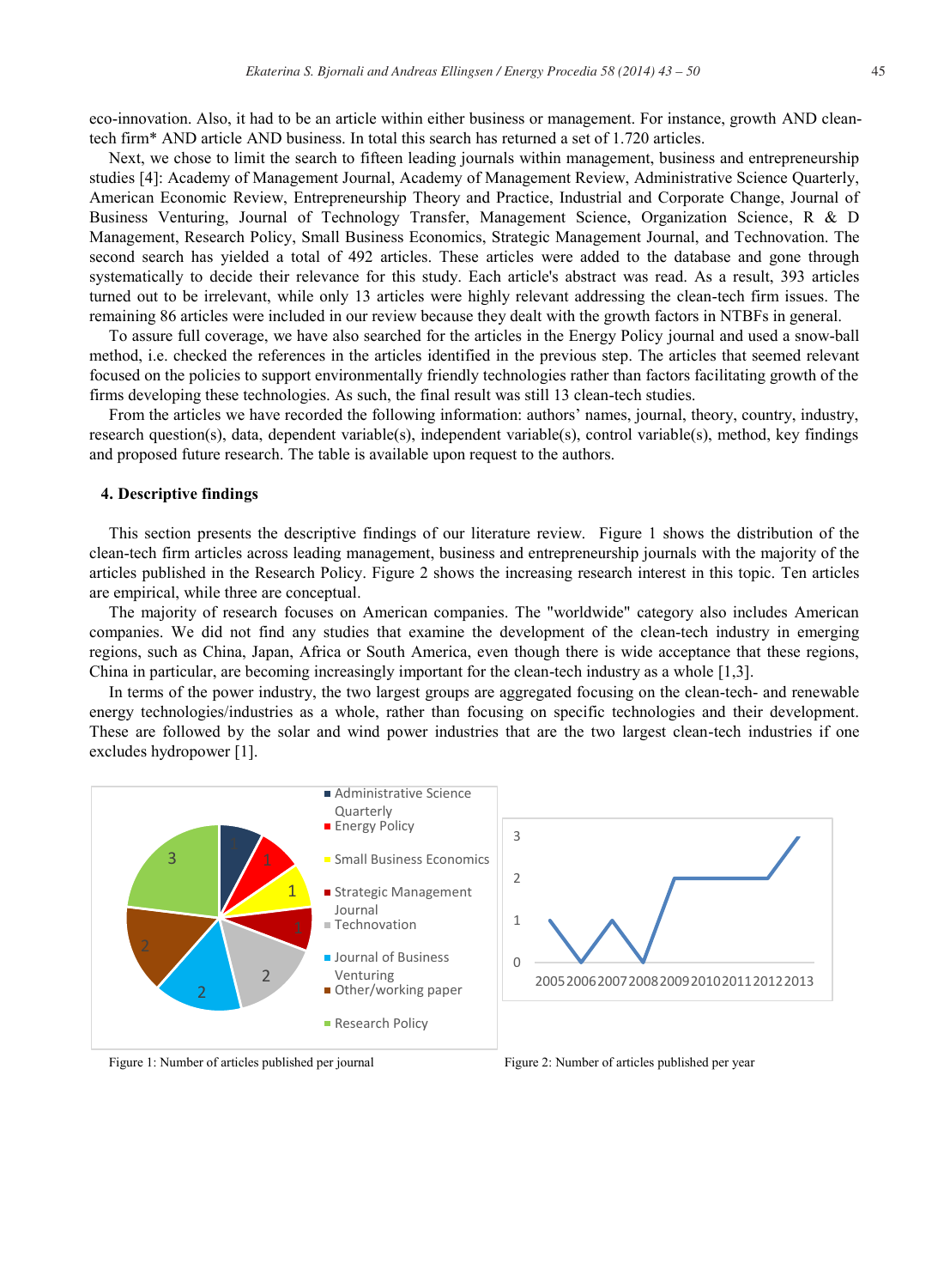eco-innovation. Also, it had to be an article within either business or management. For instance, growth AND clean-tech firm* AND article AND business. In total this search has returned a set of 1.720 articles.

Next, we chose to limit the search to fifteen leading journals within management, business and entrepreneurship studies [4]: Academy of Management Journal, Academy of Management Review, Administrative Science Quarterly, American Economic Review, Entrepreneurship Theory and Practice, Industrial and Corporate Change, Journal of Business Venturing, Journal of Technology Transfer, Management Science, Organization Science, R & D Management, Research Policy, Small Business Economics, Strategic Management Journal, and Technovation. The second search has yielded a total of 492 articles. These articles were added to the database and gone through systematically to decide their relevance for this study. Each article's abstract was read. As a result, 393 articles turned out to be irrelevant, while only 13 articles were highly relevant addressing the clean-tech firm issues. The remaining 86 articles were included in our review because they dealt with the growth factors in NTBFs in general.

To assure full coverage, we have also searched for the articles in the Energy Policy journal and used a snow-ball method, i.e. checked the references in the articles identified in the previous step. The articles that seemed relevant focused on the policies to support environmentally friendly technologies rather than factors facilitating growth of the firms developing these technologies. As such, the final result was still 13 clean-tech studies.

From the articles we have recorded the following information: authors' names, journal, theory, country, industry, research question(s), data, dependent variable(s), independent variable(s), control variable(s), method, key findings and proposed future research. The table is available upon request to the authors.

## 4. Descriptive findings

This section presents the descriptive findings of our literature review. Figure 1 shows the distribution of the clean-tech firm articles across leading management, business and entrepreneurship journals with the majority of the articles published in the Research Policy. Figure 2 shows the increasing research interest in this topic. Ten articles are empirical, while three are conceptual.

The majority of research focuses on American companies. The "worldwide" category also includes American companies. We did not find any studies that examine the development of the clean-tech industry in emerging regions, such as China, Japan, Africa or South America, even though there is wide acceptance that these regions, China in particular, are becoming increasingly important for the clean-tech industry as a whole [1,3].

In terms of the power industry, the two largest groups are aggregated focusing on the clean-tech- and renewable energy technologies/industries as a whole, rather than focusing on specific technologies and their development. These are followed by the solar and wind power industries that are the two largest clean-tech industries if one excludes hydropower [1].

Figure 1: Number of articles published per journal

Figure 2: Number of articles published per year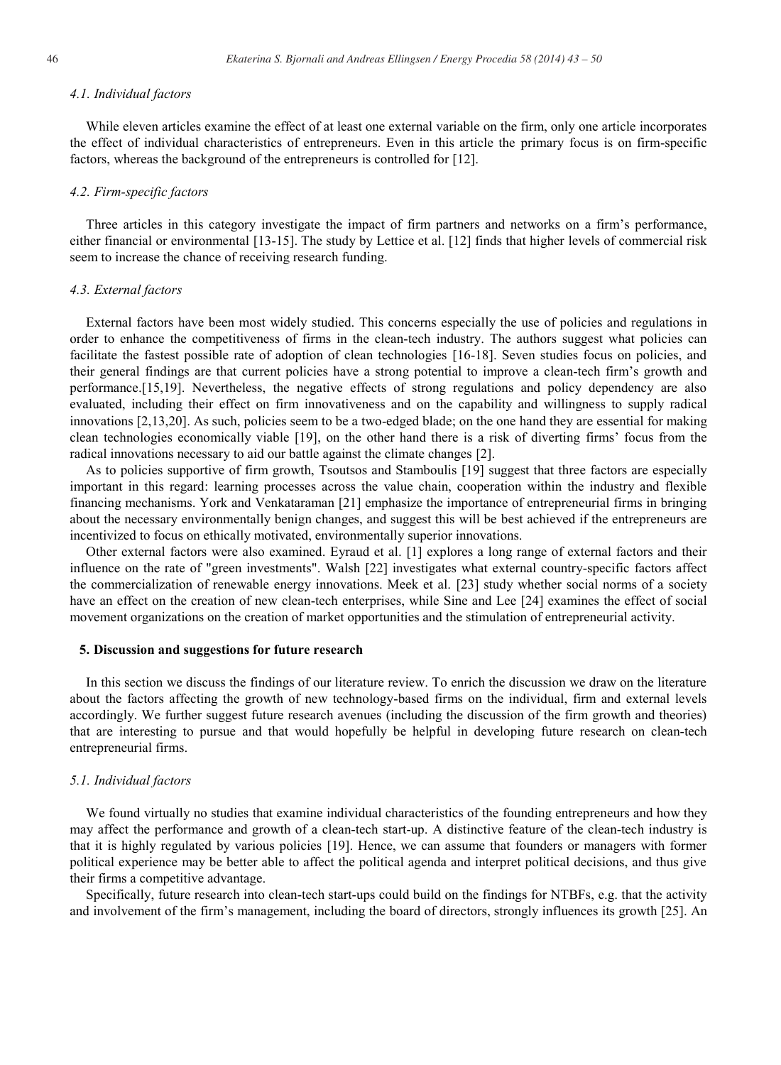### 4.1. Individual factors

While eleven articles examine the effect of at least one external variable on the firm, only one article incorporates the effect of individual characteristics of entrepreneurs. Even in this article the primary focus is on firm-specific factors, whereas the background of the entrepreneurs is controlled for [12].

### 4.2. Firm-specific factors

Three articles in this category investigate the impact of firm partners and networks on a firm's performance, either financial or environmental [13-15]. The study by Lettice et al. [12] finds that higher levels of commercial risk seem to increase the chance of receiving research funding.

### 4.3. External factors

External factors have been most widely studied. This concerns especially the use of policies and regulations in order to enhance the competitiveness of firms in the clean-tech industry. The authors suggest what policies can facilitate the fastest possible rate of adoption of clean technologies [16-18]. Seven studies focus on policies, and their general findings are that current policies have a strong potential to improve a clean-tech firm's growth and performance.[15,19]. Nevertheless, the negative effects of strong regulations and policy dependency are also evaluated, including their effect on firm innovativeness and on the capability and willingness to supply radical innovations [2,13,20]. As such, policies seem to be a two-edged blade; on the one hand they are essential for making clean technologies economically viable [19], on the other hand there is a risk of diverting firms' focus from the radical innovations necessary to aid our battle against the climate changes [2].

As to policies supportive of firm growth, Tsoutsos and Stamboulis [19] suggest that three factors are especially important in this regard: learning processes across the value chain, cooperation within the industry and flexible financing mechanisms. York and Venkataraman [21] emphasize the importance of entrepreneurial firms in bringing about the necessary environmentally benign changes, and suggest this will be best achieved if the entrepreneurs are incentivized to focus on ethically motivated, environmentally superior innovations.

Other external factors were also examined. Eyraud et al. [1] explores a long range of external factors and their influence on the rate of "green investments". Walsh [22] investigates what external country-specific factors affect the commercialization of renewable energy innovations. Meek et al. [23] study whether social norms of a society have an effect on the creation of new clean-tech enterprises, while Sine and Lee [24] examines the effect of social movement organizations on the creation of market opportunities and the stimulation of entrepreneurial activity.

## 5. Discussion and suggestions for future research

In this section we discuss the findings of our literature review. To enrich the discussion we draw on the literature about the factors affecting the growth of new technology-based firms on the individual, firm and external levels accordingly. We further suggest future research avenues (including the discussion of the firm growth and theories) that are interesting to pursue and that would hopefully be helpful in developing future research on clean-tech entrepreneurial firms.

### 5.1. Individual factors

We found virtually no studies that examine individual characteristics of the founding entrepreneurs and how they may affect the performance and growth of a clean-tech start-up. A distinctive feature of the clean-tech industry is that it is highly regulated by various policies [19]. Hence, we can assume that founders or managers with former political experience may be better able to affect the political agenda and interpret political decisions, and thus give their firms a competitive advantage.

Specifically, future research into clean-tech start-ups could build on the findings for NTBFs, e.g. that the activity and involvement of the firm's management, including the board of directors, strongly influences its growth [25]. An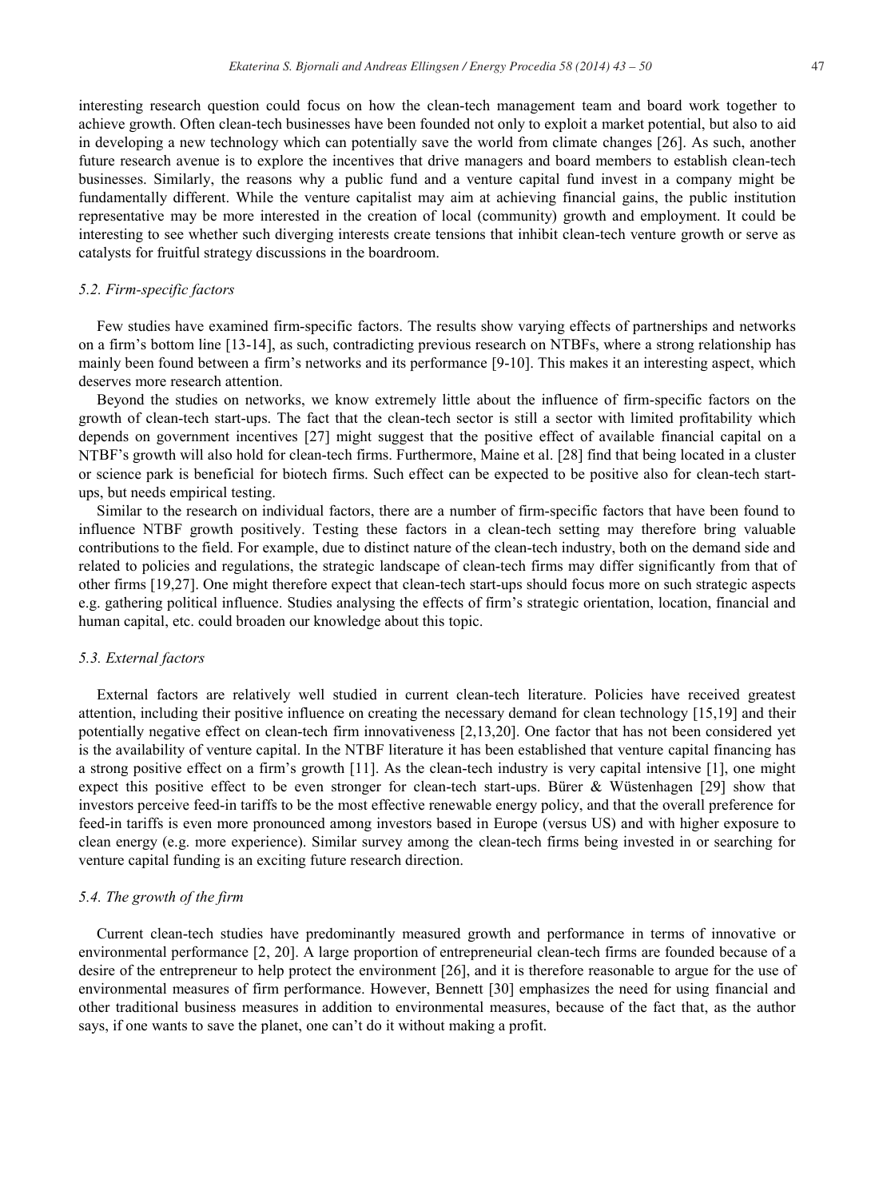interesting research question could focus on how the clean-tech management team and board work together to achieve growth. Often clean-tech businesses have been founded not only to exploit a market potential, but also to aid in developing a new technology which can potentially save the world from climate changes [26]. As such, another future research avenue is to explore the incentives that drive managers and board members to establish clean-tech businesses. Similarly, the reasons why a public fund and a venture capital fund invest in a company might be fundamentally different. While the venture capitalist may aim at achieving financial gains, the public institution representative may be more interested in the creation of local (community) growth and employment. It could be interesting to see whether such diverging interests create tensions that inhibit clean-tech venture growth or serve as catalysts for fruitful strategy discussions in the boardroom.

### *5.2. Firm-specific factors*

Few studies have examined firm-specific factors. The results show varying effects of partnerships and networks on a firm's bottom line [13-14], as such, contradicting previous research on NTBFs, where a strong relationship has mainly been found between a firm's networks and its performance [9-10]. This makes it an interesting aspect, which deserves more research attention.

Beyond the studies on networks, we know extremely little about the influence of firm-specific factors on the growth of clean-tech start-ups. The fact that the clean-tech sector is still a sector with limited profitability which depends on government incentives [27] might suggest that the positive effect of available financial capital on a NTBF's growth will also hold for clean-tech firms. Furthermore, Maine et al. [28] find that being located in a cluster or science park is beneficial for biotech firms. Such effect can be expected to be positive also for clean-tech start-ups, but needs empirical testing.

Similar to the research on individual factors, there are a number of firm-specific factors that have been found to influence NTBF growth positively. Testing these factors in a clean-tech setting may therefore bring valuable contributions to the field. For example, due to distinct nature of the clean-tech industry, both on the demand side and related to policies and regulations, the strategic landscape of clean-tech firms may differ significantly from that of other firms [19,27]. One might therefore expect that clean-tech start-ups should focus more on such strategic aspects e.g. gathering political influence. Studies analysing the effects of firm's strategic orientation, location, financial and human capital, etc. could broaden our knowledge about this topic.

### *5.3. External factors*

External factors are relatively well studied in current clean-tech literature. Policies have received greatest attention, including their positive influence on creating the necessary demand for clean technology [15,19] and their potentially negative effect on clean-tech firm innovativeness [2,13,20]. One factor that has not been considered yet is the availability of venture capital. In the NTBF literature it has been established that venture capital financing has a strong positive effect on a firm's growth [11]. As the clean-tech industry is very capital intensive [1], one might expect this positive effect to be even stronger for clean-tech start-ups. Bürer & Wüstenhagen [29] show that investors perceive feed-in tariffs to be the most effective renewable energy policy, and that the overall preference for feed-in tariffs is even more pronounced among investors based in Europe (versus US) and with higher exposure to clean energy (e.g. more experience). Similar survey among the clean-tech firms being invested in or searching for venture capital funding is an exciting future research direction.

### *5.4. The growth of the firm*

Current clean-tech studies have predominantly measured growth and performance in terms of innovative or environmental performance [2, 20]. A large proportion of entrepreneurial clean-tech firms are founded because of a desire of the entrepreneur to help protect the environment [26], and it is therefore reasonable to argue for the use of environmental measures of firm performance. However, Bennett [30] emphasizes the need for using financial and other traditional business measures in addition to environmental measures, because of the fact that, as the author says, if one wants to save the planet, one can't do it without making a profit.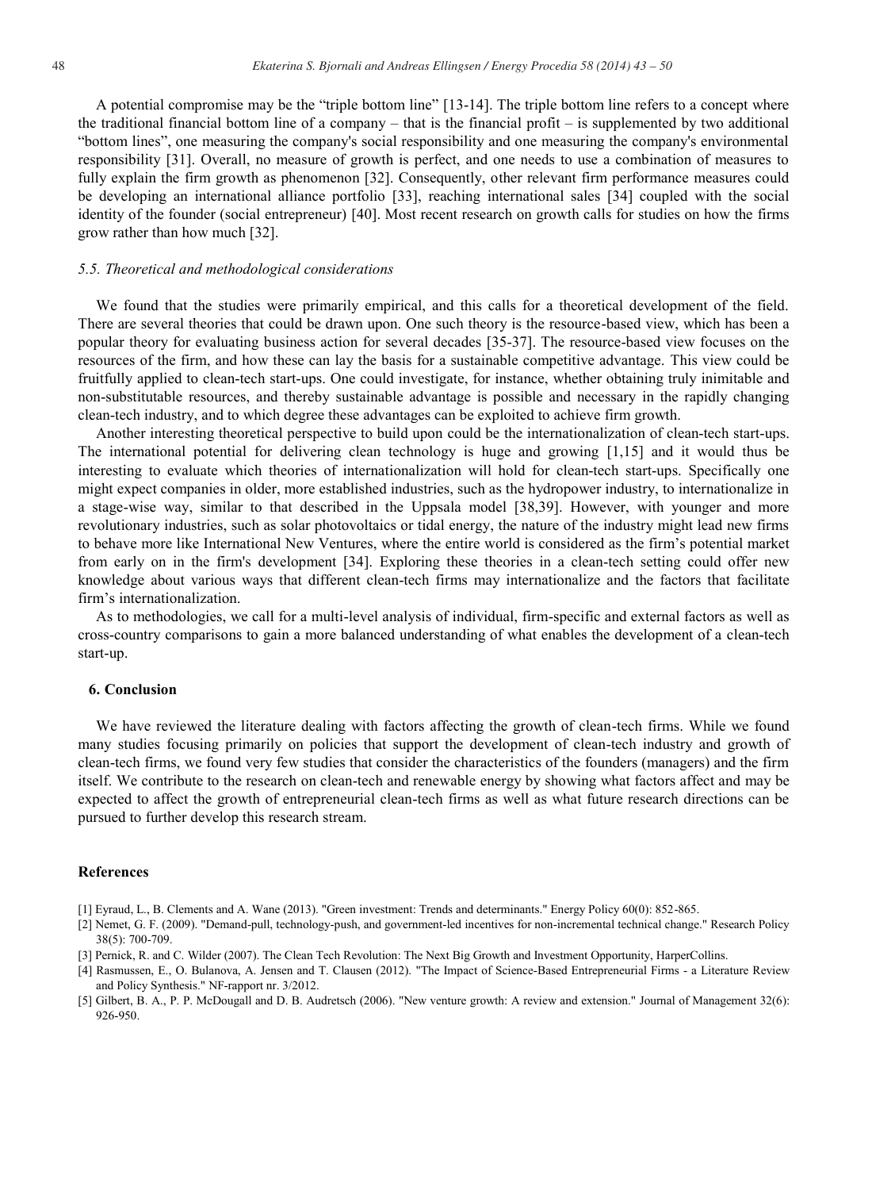A potential compromise may be the "triple bottom line" [13-14]. The triple bottom line refers to a concept where the traditional financial bottom line of a company – that is the financial profit – is supplemented by two additional "bottom lines", one measuring the company's social responsibility and one measuring the company's environmental responsibility [31]. Overall, no measure of growth is perfect, and one needs to use a combination of measures to fully explain the firm growth as phenomenon [32]. Consequently, other relevant firm performance measures could be developing an international alliance portfolio [33], reaching international sales [34] coupled with the social identity of the founder (social entrepreneur) [40]. Most recent research on growth calls for studies on how the firms grow rather than how much [32].

### *5.5. Theoretical and methodological considerations*

We found that the studies were primarily empirical, and this calls for a theoretical development of the field. There are several theories that could be drawn upon. One such theory is the resource-based view, which has been a popular theory for evaluating business action for several decades [35-37]. The resource-based view focuses on the resources of the firm, and how these can lay the basis for a sustainable competitive advantage. This view could be fruitfully applied to clean-tech start-ups. One could investigate, for instance, whether obtaining truly inimitable and non-substitutable resources, and thereby sustainable advantage is possible and necessary in the rapidly changing clean-tech industry, and to which degree these advantages can be exploited to achieve firm growth.

Another interesting theoretical perspective to build upon could be the internationalization of clean-tech start-ups. The international potential for delivering clean technology is huge and growing [1,15] and it would thus be interesting to evaluate which theories of internationalization will hold for clean-tech start-ups. Specifically one might expect companies in older, more established industries, such as the hydropower industry, to internationalize in a stage-wise way, similar to that described in the Uppsala model [38,39]. However, with younger and more revolutionary industries, such as solar photovoltaics or tidal energy, the nature of the industry might lead new firms to behave more like International New Ventures, where the entire world is considered as the firm's potential market from early on in the firm's development [34]. Exploring these theories in a clean-tech setting could offer new knowledge about various ways that different clean-tech firms may internationalize and the factors that facilitate firm's internationalization.

As to methodologies, we call for a multi-level analysis of individual, firm-specific and external factors as well as cross-country comparisons to gain a more balanced understanding of what enables the development of a clean-tech start-up.

## 6. Conclusion

We have reviewed the literature dealing with factors affecting the growth of clean-tech firms. While we found many studies focusing primarily on policies that support the development of clean-tech industry and growth of clean-tech firms, we found very few studies that consider the characteristics of the founders (managers) and the firm itself. We contribute to the research on clean-tech and renewable energy by showing what factors affect and may be expected to affect the growth of entrepreneurial clean-tech firms as well as what future research directions can be pursued to further develop this research stream.

## References

[1] Eyraud, L., B. Clements and A. Wane (2013). "Green investment: Trends and determinants." Energy Policy 60(0): 852-865.

[2] Nemet, G. F. (2009). "Demand-pull, technology-push, and government-led incentives for non-incremental technical change." Research Policy 38(5): 700-709.

[3] Pernick, R. and C. Wilder (2007). The Clean Tech Revolution: The Next Big Growth and Investment Opportunity, HarperCollins.

[4] Rasmussen, E., O. Bulanova, A. Jensen and T. Clausen (2012). "The Impact of Science-Based Entrepreneurial Firms - a Literature Review and Policy Synthesis." NF-rapport nr. 3/2012.

[5] Gilbert, B. A., P. P. McDougall and D. B. Audretsch (2006). "New venture growth: A review and extension." Journal of Management 32(6): 926-950.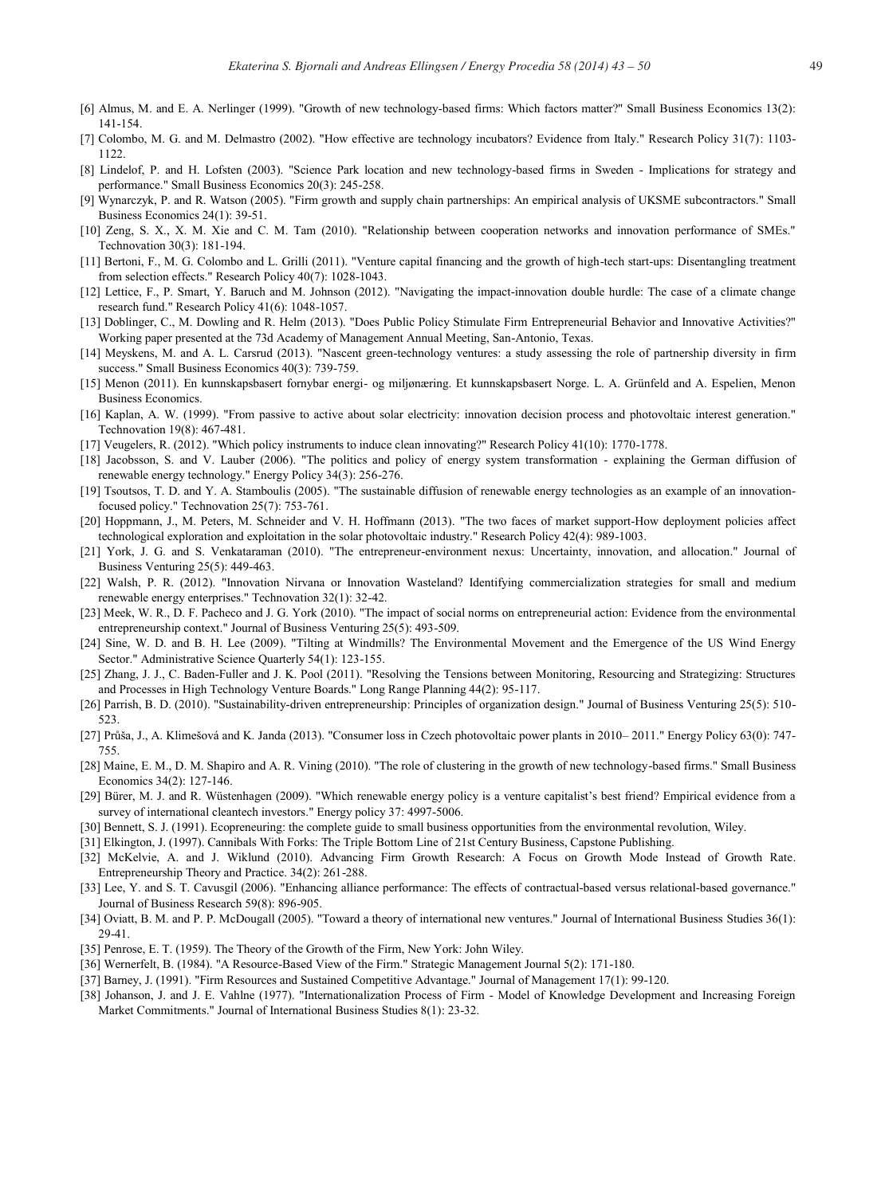[6] Almus, M. and E. A. Nerlinger (1999). "Growth of new technology-based firms: Which factors matter?" Small Business Economics 13(2): 141-154.

[7] Colombo, M. G. and M. Delmastro (2002). "How effective are technology incubators? Evidence from Italy." Research Policy 31(7): 1103-1122.

[8] Lindelof, P. and H. Lofsten (2003). "Science Park location and new technology-based firms in Sweden - Implications for strategy and performance." Small Business Economics 20(3): 245-258.

[9] Wynarczyk, P. and R. Watson (2005). "Firm growth and supply chain partnerships: An empirical analysis of UKSME subcontractors." Small Business Economics 24(1): 39-51.

[10] Zeng, S. X., X. M. Xie and C. M. Tam (2010). "Relationship between cooperation networks and innovation performance of SMEs." Technovation 30(3): 181-194.

[11] Bertoni, F., M. G. Colombo and L. Grilli (2011). "Venture capital financing and the growth of high-tech start-ups: Disentangling treatment from selection effects." Research Policy 40(7): 1028-1043.

[12] Lettice, F., P. Smart, Y. Baruch and M. Johnson (2012). "Navigating the impact-innovation double hurdle: The case of a climate change research fund." Research Policy 41(6): 1048-1057.

[13] Doblinger, C., M. Dowling and R. Helm (2013). "Does Public Policy Stimulate Firm Entrepreneurial Behavior and Innovative Activities?" Working paper presented at the 73d Academy of Management Annual Meeting, San-Antonio, Texas.

[14] Meyskens, M. and A. L. Carsrud (2013). "Nascent green-technology ventures: a study assessing the role of partnership diversity in firm success." Small Business Economics 40(3): 739-759.

[15] Menon (2011). En kunnskapsbasert fornybar energi- og miljønæring. Et kunnskapsbasert Norge. L. A. Grünfeld and A. Espelien, Menon Business Economics.

[16] Kaplan, A. W. (1999). "From passive to active about solar electricity: innovation decision process and photovoltaic interest generation." Technovation 19(8): 467-481.

[17] Veugelers, R. (2012). "Which policy instruments to induce clean innovating?" Research Policy 41(10): 1770-1778.

[18] Jacobsson, S. and V. Lauber (2006). "The politics and policy of energy system transformation - explaining the German diffusion of renewable energy technology." Energy Policy 34(3): 256-276.

[19] Tsoutsos, T. D. and Y. A. Stamboulis (2005). "The sustainable diffusion of renewable energy technologies as an example of an innovation-focused policy." Technovation 25(7): 753-761.

[20] Hoppmann, J., M. Peters, M. Schneider and V. H. Hoffmann (2013). "The two faces of market support-How deployment policies affect technological exploration and exploitation in the solar photovoltaic industry." Research Policy 42(4): 989-1003.

[21] York, J. G. and S. Venkataraman (2010). "The entrepreneur-environment nexus: Uncertainty, innovation, and allocation." Journal of Business Venturing 25(5): 449-463.

[22] Walsh, P. R. (2012). "Innovation Nirvana or Innovation Wasteland? Identifying commercialization strategies for small and medium renewable energy enterprises." Technovation 32(1): 32-42.

[23] Meek, W. R., D. F. Pacheco and J. G. York (2010). "The impact of social norms on entrepreneurial action: Evidence from the environmental entrepreneurship context." Journal of Business Venturing 25(5): 493-509.

[24] Sine, W. D. and B. H. Lee (2009). "Tilting at Windmills? The Environmental Movement and the Emergence of the US Wind Energy Sector." Administrative Science Quarterly 54(1): 123-155.

[25] Zhang, J. J., C. Baden-Fuller and J. K. Pool (2011). "Resolving the Tensions between Monitoring, Resourcing and Strategizing: Structures and Processes in High Technology Venture Boards." Long Range Planning 44(2): 95-117.

[26] Parrish, B. D. (2010). "Sustainability-driven entrepreneurship: Principles of organization design." Journal of Business Venturing 25(5): 510-523.

[27] Průša, J., A. Klimešová and K. Janda (2013). "Consumer loss in Czech photovoltaic power plants in 2010– 2011." Energy Policy 63(0): 747-755.

[28] Maine, E. M., D. M. Shapiro and A. R. Vining (2010). "The role of clustering in the growth of new technology-based firms." Small Business Economics 34(2): 127-146.

[29] Bürer, M. J. and R. Wüstenhagen (2009). "Which renewable energy policy is a venture capitalist's best friend? Empirical evidence from a survey of international cleantech investors." Energy policy 37: 4997-5006.

[30] Bennett, S. J. (1991). Ecopreneuring: the complete guide to small business opportunities from the environmental revolution, Wiley.

[31] Elkington, J. (1997). Cannibals With Forks: The Triple Bottom Line of 21st Century Business, Capstone Publishing.

[32] McKelvie, A. and J. Wiklund (2010). Advancing Firm Growth Research: A Focus on Growth Mode Instead of Growth Rate. Entrepreneurship Theory and Practice. 34(2): 261-288.

[33] Lee, Y. and S. T. Cavusgil (2006). "Enhancing alliance performance: The effects of contractual-based versus relational-based governance." Journal of Business Research 59(8): 896-905.

[34] Oviatt, B. M. and P. P. McDougall (2005). "Toward a theory of international new ventures." Journal of International Business Studies 36(1): 29-41.

[35] Penrose, E. T. (1959). The Theory of the Growth of the Firm, New York: John Wiley.

[36] Wernerfelt, B. (1984). "A Resource-Based View of the Firm." Strategic Management Journal 5(2): 171-180.

[37] Barney, J. (1991). "Firm Resources and Sustained Competitive Advantage." Journal of Management 17(1): 99-120.

[38] Johanson, J. and J. E. Vahlne (1977). "Internationalization Process of Firm - Model of Knowledge Development and Increasing Foreign Market Commitments." Journal of International Business Studies 8(1): 23-32.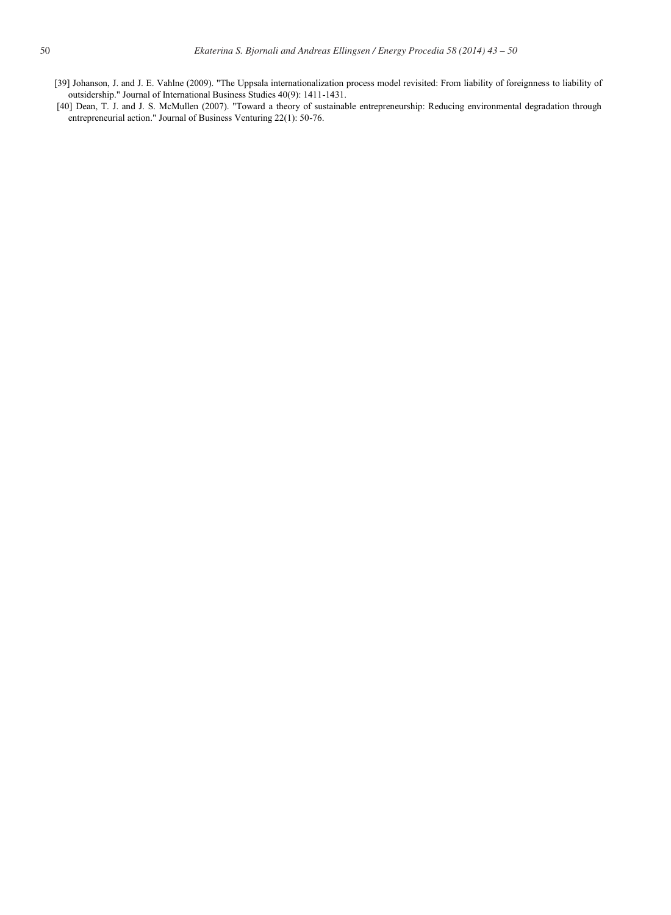[39] Johanson, J. and J. E. Vahlne (2009). "The Uppsala internationalization process model revisited: From liability of foreignness to liability of outsidership." Journal of International Business Studies 40(9): 1411-1431.

[40] Dean, T. J. and J. S. McMullen (2007). "Toward a theory of sustainable entrepreneurship: Reducing environmental degradation through entrepreneurial action." Journal of Business Venturing 22(1): 50-76.